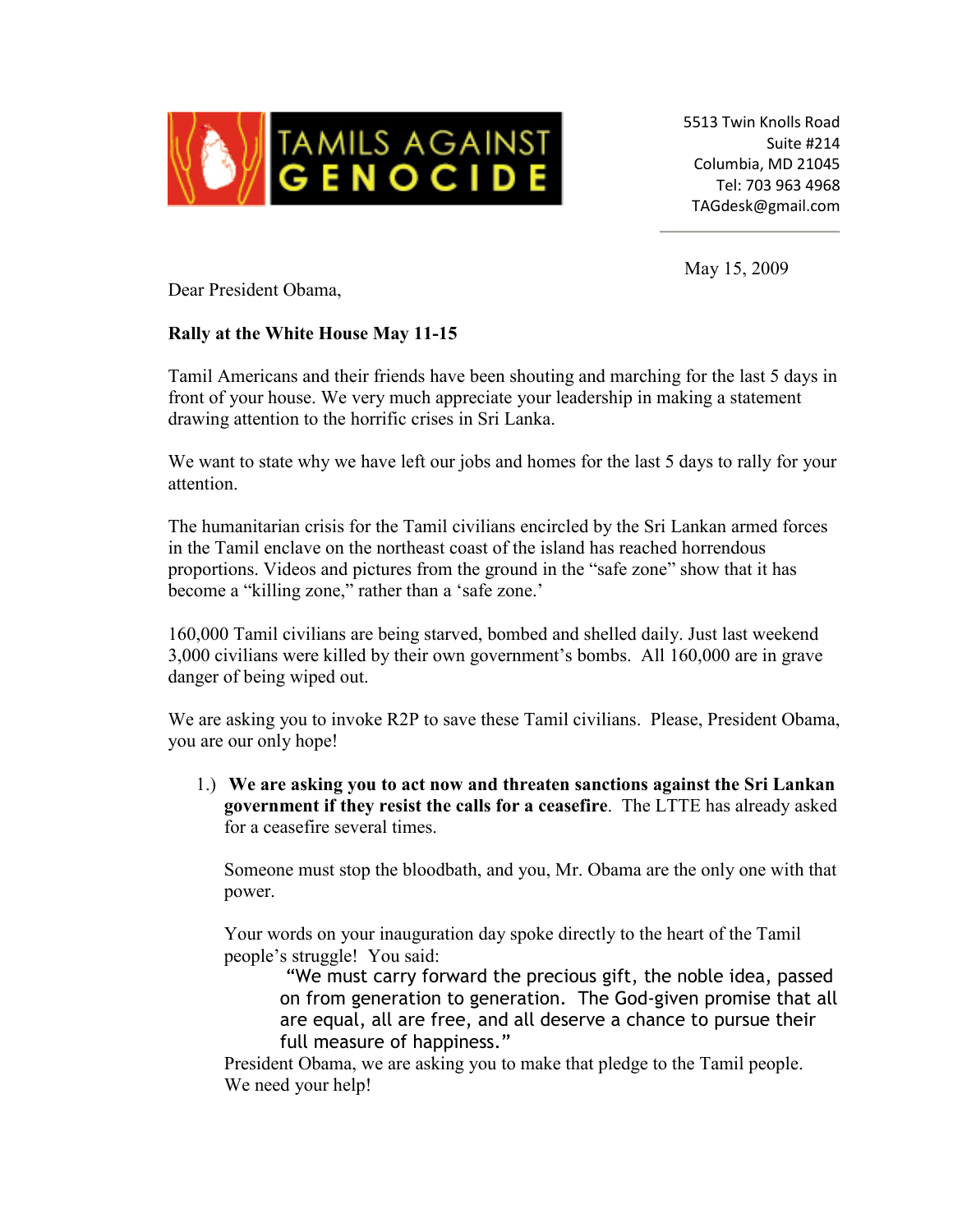TAMILS AGAINST GENOCIDE

5513 Twin Knolls Road
Suite #214
Columbia, MD 21045
Tel: 703 963 4968
TAGdesk@gmail.com

May 15, 2009

Dear President Obama,

**Rally at the White House May 11-15**

Tamil Americans and their friends have been shouting and marching for the last 5 days in front of your house. We very much appreciate your leadership in making a statement drawing attention to the horrific crises in Sri Lanka.

We want to state why we have left our jobs and homes for the last 5 days to rally for your attention.

The humanitarian crisis for the Tamil civilians encircled by the Sri Lankan armed forces in the Tamil enclave on the northeast coast of the island has reached horrendous proportions. Videos and pictures from the ground in the "safe zone" show that it has become a "killing zone," rather than a 'safe zone.'

160,000 Tamil civilians are being starved, bombed and shelled daily. Just last weekend 3,000 civilians were killed by their own government's bombs. All 160,000 are in grave danger of being wiped out.

We are asking you to invoke R2P to save these Tamil civilians. Please, President Obama, you are our only hope!

1.) **We are asking you to act now and threaten sanctions against the Sri Lankan government if they resist the calls for a ceasefire**. The LTTE has already asked for a ceasefire several times.

    Someone must stop the bloodbath, and you, Mr. Obama are the only one with that power.

    Your words on your inauguration day spoke directly to the heart of the Tamil people's struggle! You said:

    > "We must carry forward the precious gift, the noble idea, passed on from generation to generation. The God-given promise that all are equal, all are free, and all deserve a chance to pursue their full measure of happiness."

    President Obama, we are asking you to make that pledge to the Tamil people. We need your help!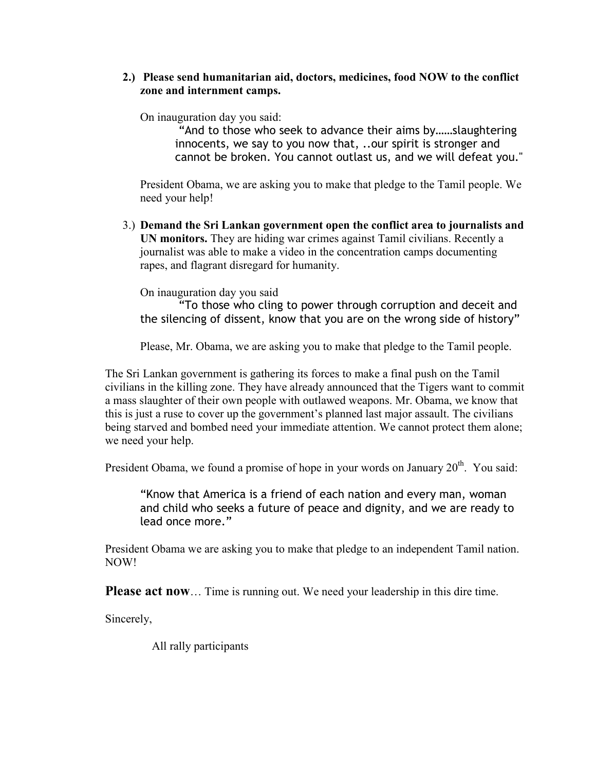2.) **Please send humanitarian aid, doctors, medicines, food NOW to the conflict zone and internment camps.**

On inauguration day you said:

> "And to those who seek to advance their aims by……slaughtering innocents, we say to you now that, ..our spirit is stronger and cannot be broken. You cannot outlast us, and we will defeat you."

President Obama, we are asking you to make that pledge to the Tamil people. We need your help!

3.) **Demand the Sri Lankan government open the conflict area to journalists and UN monitors.** They are hiding war crimes against Tamil civilians. Recently a journalist was able to make a video in the concentration camps documenting rapes, and flagrant disregard for humanity.

On inauguration day you said

> "To those who cling to power through corruption and deceit and the silencing of dissent, know that you are on the wrong side of history"

Please, Mr. Obama, we are asking you to make that pledge to the Tamil people.

The Sri Lankan government is gathering its forces to make a final push on the Tamil civilians in the killing zone. They have already announced that the Tigers want to commit a mass slaughter of their own people with outlawed weapons. Mr. Obama, we know that this is just a ruse to cover up the government's planned last major assault. The civilians being starved and bombed need your immediate attention. We cannot protect them alone; we need your help.

President Obama, we found a promise of hope in your words on January 20th. You said:

> "Know that America is a friend of each nation and every man, woman and child who seeks a future of peace and dignity, and we are ready to lead once more."

President Obama we are asking you to make that pledge to an independent Tamil nation. NOW!

**Please act now**… Time is running out. We need your leadership in this dire time.

Sincerely,

All rally participants